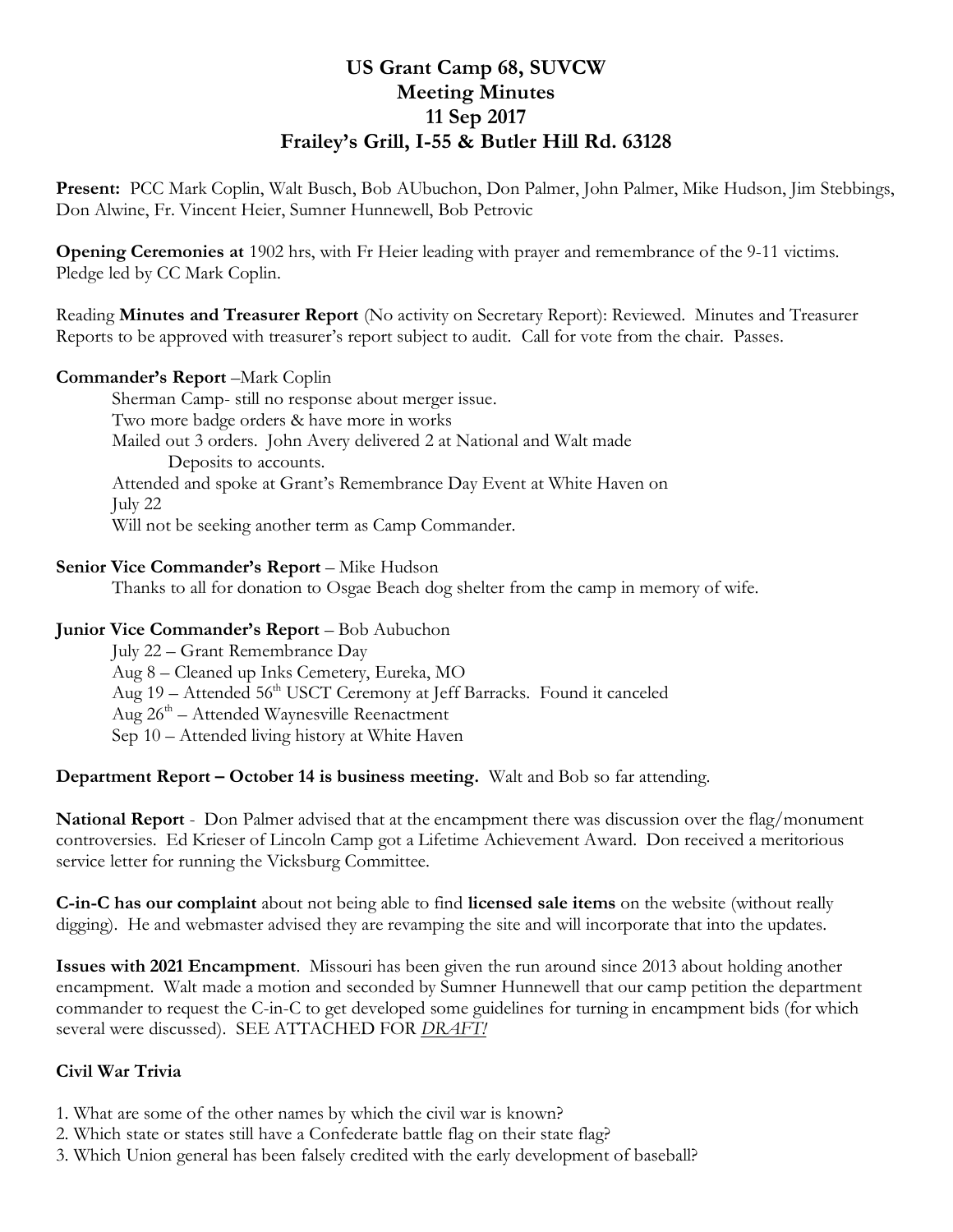# US Grant Camp 68, SUVCW
# Meeting Minutes
# 11 Sep 2017
# Frailey's Grill, I-55 & Butler Hill Rd. 63128

**Present:** PCC Mark Coplin, Walt Busch, Bob AUbuchon, Don Palmer, John Palmer, Mike Hudson, Jim Stebbings, Don Alwine, Fr. Vincent Heier, Sumner Hunnewell, Bob Petrovic

**Opening Ceremonies at** 1902 hrs, with Fr Heier leading with prayer and remembrance of the 9-11 victims. Pledge led by CC Mark Coplin.

Reading **Minutes and Treasurer Report** (No activity on Secretary Report): Reviewed. Minutes and Treasurer Reports to be approved with treasurer's report subject to audit. Call for vote from the chair. Passes.

**Commander's Report** –Mark Coplin

Sherman Camp- still no response about merger issue.
Two more badge orders & have more in works
Mailed out 3 orders. John Avery delivered 2 at National and Walt made
Deposits to accounts.
Attended and spoke at Grant's Remembrance Day Event at White Haven on
July 22
Will not be seeking another term as Camp Commander.

**Senior Vice Commander's Report** – Mike Hudson

Thanks to all for donation to Osgae Beach dog shelter from the camp in memory of wife.

**Junior Vice Commander's Report** – Bob Aubuchon

July 22 – Grant Remembrance Day
Aug 8 – Cleaned up Inks Cemetery, Eureka, MO
Aug 19 – Attended 56th USCT Ceremony at Jeff Barracks. Found it canceled
Aug 26th – Attended Waynesville Reenactment
Sep 10 – Attended living history at White Haven

**Department Report – October 14 is business meeting.** Walt and Bob so far attending.

**National Report** - Don Palmer advised that at the encampment there was discussion over the flag/monument controversies. Ed Krieser of Lincoln Camp got a Lifetime Achievement Award. Don received a meritorious service letter for running the Vicksburg Committee.

**C-in-C has our complaint** about not being able to find **licensed sale items** on the website (without really digging). He and webmaster advised they are revamping the site and will incorporate that into the updates.

**Issues with 2021 Encampment**. Missouri has been given the run around since 2013 about holding another encampment. Walt made a motion and seconded by Sumner Hunnewell that our camp petition the department commander to request the C-in-C to get developed some guidelines for turning in encampment bids (for which several were discussed). SEE ATTACHED FOR *DRAFT!*

## Civil War Trivia

1. What are some of the other names by which the civil war is known?
2. Which state or states still have a Confederate battle flag on their state flag?
3. Which Union general has been falsely credited with the early development of baseball?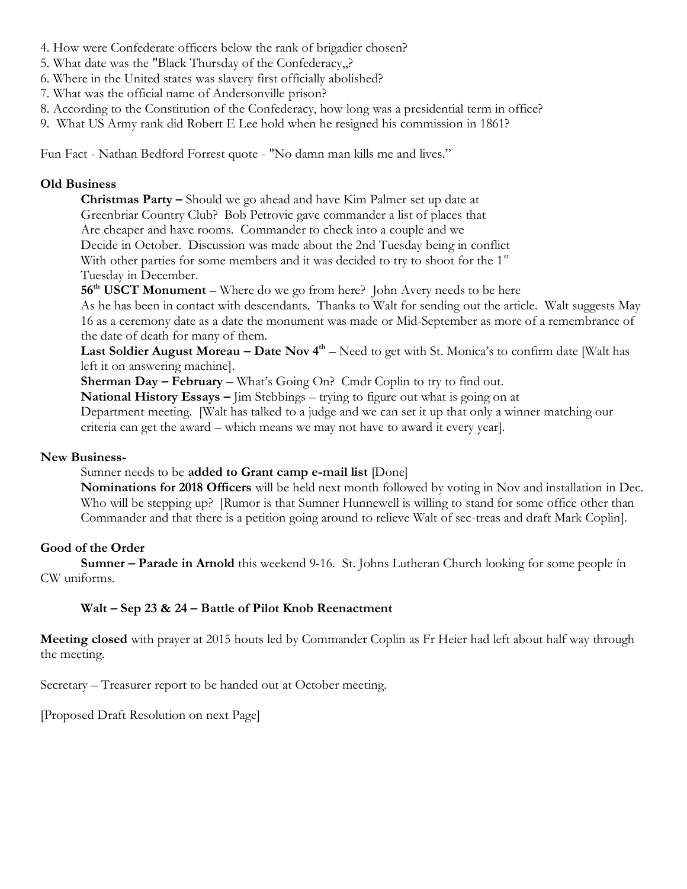4. How were Confederate officers below the rank of brigadier chosen?
5. What date was the "Black Thursday of the Confederacy„?
6. Where in the United states was slavery first officially abolished?
7. What was the official name of Andersonville prison?
8. According to the Constitution of the Confederacy, how long was a presidential term in office?
9. What US Army rank did Robert E Lee hold when he resigned his commission in 1861?

Fun Fact - Nathan Bedford Forrest quote - "No damn man kills me and lives."

**Old Business**

**Christmas Party –** Should we go ahead and have Kim Palmer set up date at Greenbriar Country Club? Bob Petrovic gave commander a list of places that Are cheaper and have rooms. Commander to check into a couple and we Decide in October. Discussion was made about the 2nd Tuesday being in conflict With other parties for some members and it was decided to try to shoot for the 1st Tuesday in December.

**56th USCT Monument** – Where do we go from here? John Avery needs to be here As he has been in contact with descendants. Thanks to Walt for sending out the article. Walt suggests May 16 as a ceremony date as a date the monument was made or Mid-September as more of a remembrance of the date of death for many of them.

**Last Soldier August Moreau – Date Nov 4th** – Need to get with St. Monica's to confirm date [Walt has left it on answering machine].

**Sherman Day – February** – What's Going On? Cmdr Coplin to try to find out.

**National History Essays –** Jim Stebbings – trying to figure out what is going on at Department meeting. [Walt has talked to a judge and we can set it up that only a winner matching our criteria can get the award – which means we may not have to award it every year].

**New Business-**

Sumner needs to be **added to Grant camp e-mail list** [Done]

**Nominations for 2018 Officers** will be held next month followed by voting in Nov and installation in Dec. Who will be stepping up? [Rumor is that Sumner Hunnewell is willing to stand for some office other than Commander and that there is a petition going around to relieve Walt of sec-treas and draft Mark Coplin].

**Good of the Order**

**Sumner – Parade in Arnold** this weekend 9-16. St. Johns Lutheran Church looking for some people ín CW uniforms.

**Walt – Sep 23 & 24 – Battle of Pilot Knob Reenactment**

**Meeting closed** with prayer at 2015 houts led by Commander Coplin as Fr Heier had left about half way through the meeting.

Secretary – Treasurer report to be handed out at October meeting.

[Proposed Draft Resolution on next Page]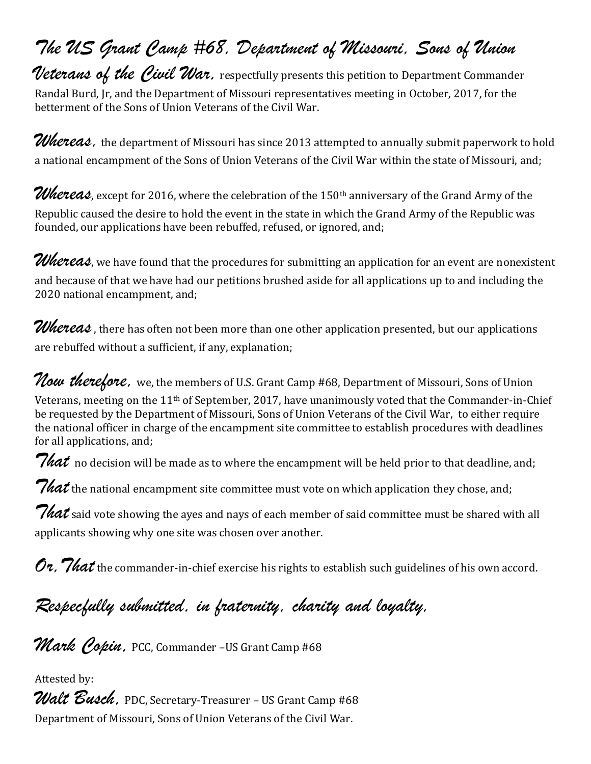***The US Grant Camp #68, Department of Missouri, Sons of Union Veterans of the Civil War,*** respectfully presents this petition to Department Commander Randal Burd, Jr, and the Department of Missouri representatives meeting in October, 2017, for the betterment of the Sons of Union Veterans of the Civil War.

***Whereas,*** the department of Missouri has since 2013 attempted to annually submit paperwork to hold a national encampment of the Sons of Union Veterans of the Civil War within the state of Missouri, and;

***Whereas***, except for 2016, where the celebration of the 150th anniversary of the Grand Army of the Republic caused the desire to hold the event in the state in which the Grand Army of the Republic was founded, our applications have been rebuffed, refused, or ignored, and;

***Whereas***, we have found that the procedures for submitting an application for an event are nonexistent and because of that we have had our petitions brushed aside for all applications up to and including the 2020 national encampment, and;

***Whereas*** , there has often not been more than one other application presented, but our applications are rebuffed without a sufficient, if any, explanation;

***Now therefore,*** we, the members of U.S. Grant Camp #68, Department of Missouri, Sons of Union Veterans, meeting on the 11th of September, 2017, have unanimously voted that the Commander-in-Chief be requested by the Department of Missouri, Sons of Union Veterans of the Civil War, to either require the national officer in charge of the encampment site committee to establish procedures with deadlines for all applications, and;

***That*** no decision will be made as to where the encampment will be held prior to that deadline, and;

***That*** the national encampment site committee must vote on which application they chose, and;

***That*** said vote showing the ayes and nays of each member of said committee must be shared with all applicants showing why one site was chosen over another.

***Or, That*** the commander-in-chief exercise his rights to establish such guidelines of his own accord.

***Respecfully submitted, in fraternity, charity and loyalty,***

***Mark Copin,*** PCC, Commander –US Grant Camp #68

Attested by:

***Walt Busch,*** PDC, Secretary-Treasurer – US Grant Camp #68
Department of Missouri, Sons of Union Veterans of the Civil War.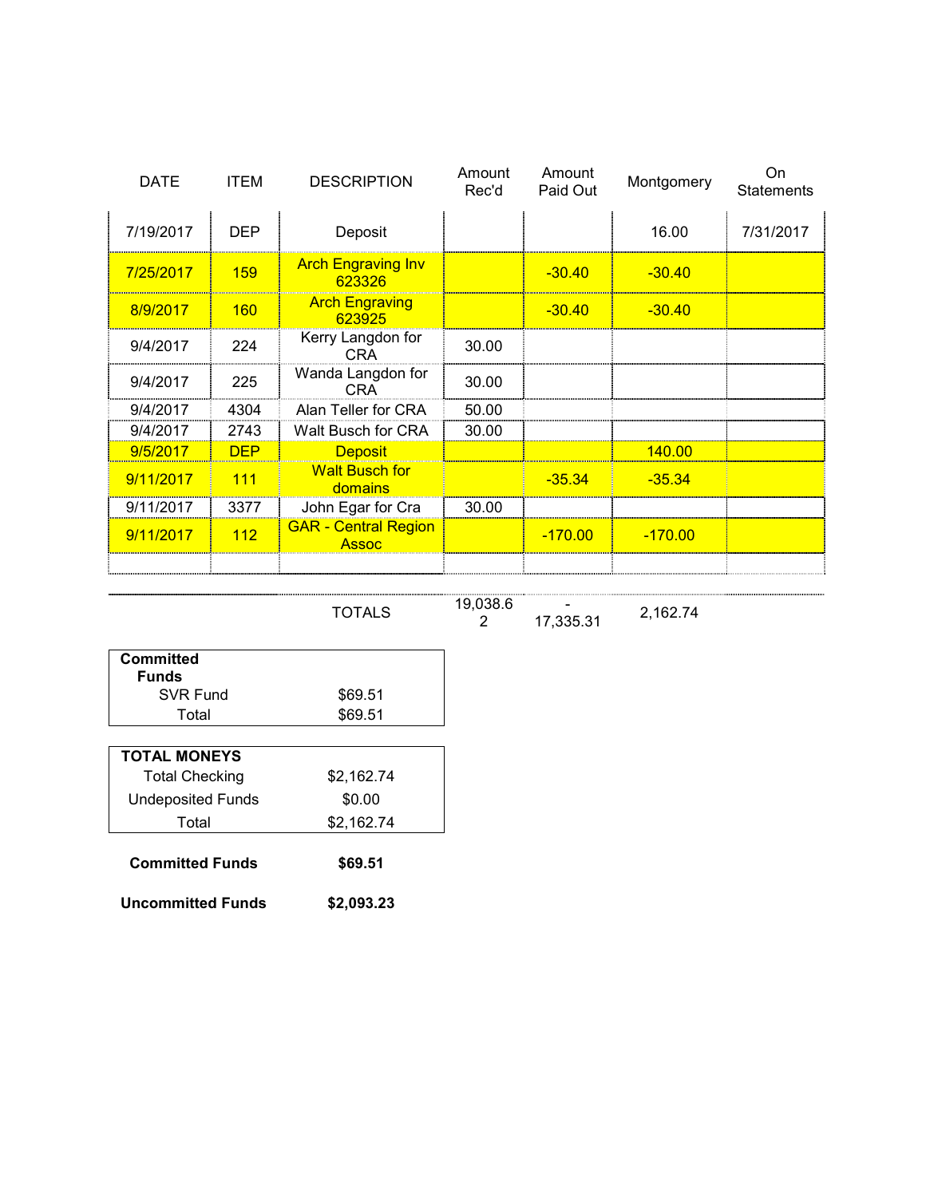| DATE | ITEM | DESCRIPTION | Amount Rec'd | Amount Paid Out | Montgomery | On Statements |
|---|---|---|---|---|---|---|
| 7/19/2017 | DEP | Deposit | | | 16.00 | 7/31/2017 |
| 7/25/2017 | 159 | Arch Engraving Inv 623326 | | -30.40 | -30.40 | |
| 8/9/2017 | 160 | Arch Engraving 623925 | | -30.40 | -30.40 | |
| 9/4/2017 | 224 | Kerry Langdon for CRA | 30.00 | | | |
| 9/4/2017 | 225 | Wanda Langdon for CRA | 30.00 | | | |
| 9/4/2017 | 4304 | Alan Teller for CRA | 50.00 | | | |
| 9/4/2017 | 2743 | Walt Busch for CRA | 30.00 | | | |
| 9/5/2017 | DEP | Deposit | | | 140.00 | |
| 9/11/2017 | 111 | Walt Busch for domains | | -35.34 | -35.34 | |
| 9/11/2017 | 3377 | John Egar for Cra | 30.00 | | | |
| 9/11/2017 | 112 | GAR - Central Region Assoc | | -170.00 | -170.00 | |
| | | | | | | |
| | | TOTALS | 19,038.62 | -17,335.31 | 2,162.74 | |

| Committed Funds | |
|---|---|
| SVR Fund | $69.51 |
| Total | $69.51 |

| TOTAL MONEYS | |
|---|---|
| Total Checking | $2,162.74 |
| Undeposited Funds | $0.00 |
| Total | $2,162.74 |

**Committed Funds** **$69.51**

**Uncommitted Funds** **$2,093.23**